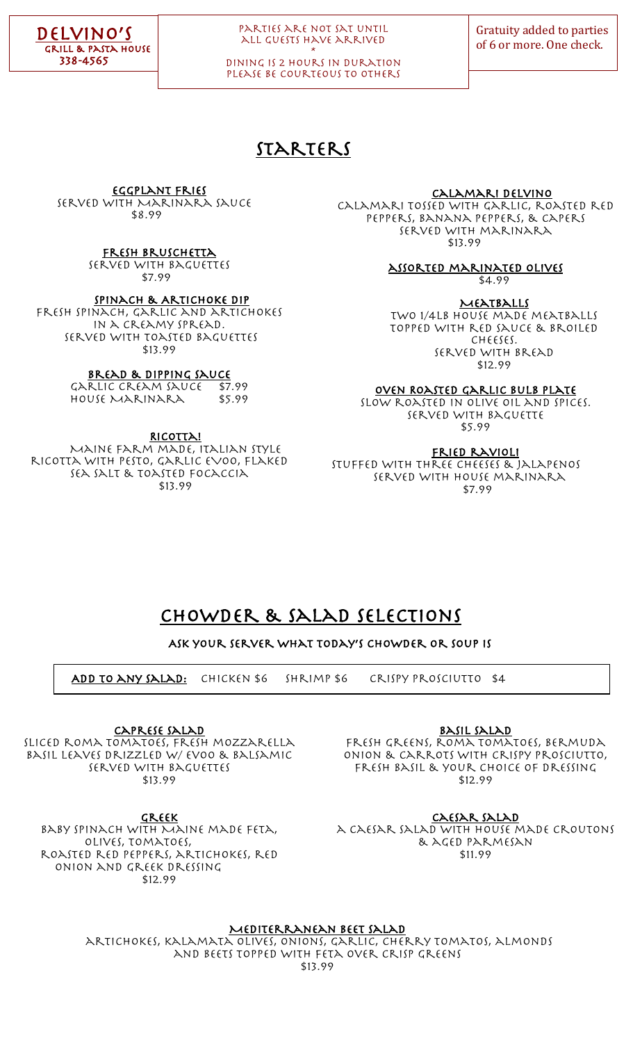# DELVINO'S

**GRILL & PASTA HOUSE**

**338-4565**

PARTIES ARE NOT SAT UNTIL ALL GUESTS HAVE ARRIVED

*

DINING IS 2 HOURS IN DURATION

PLEASE BE COURTEOUS TO OTHERS

Gratuity added to parties of 6 or more. One check.

## STARTERS

**EGGPLANT FRIES**

Served with marinara sauce

$8.99

**FRESH BRUSCHETTA**

Served with baguettes

$7.99

**SPINACH & ARTICHOKE DIP**

Fresh spinach, garlic and artichokes in a creamy spread. Served with toasted baguettes

$13.99

**BREAD & DIPPING SAUCE**

Garlic cream sauce $7.99

House marinara $5.99

**RICOTTA!**

Maine farm made, Italian style ricotta with pesto, garlic EVOO, flaked sea salt & toasted focaccia

$13.99

**CALAMARI DELVINO**

Calamari tossed with garlic, roasted red peppers, banana peppers, & capers served with marinara

$13.99

**ASSORTED MARINATED OLIVES**

$4.99

**MEATBALLS**

Two 1/4lb house made meatballs topped with red sauce & broiled cheeses. Served with bread

$12.99

**OVEN ROASTED GARLIC BULB PLATE**

Slow roasted in olive oil and spices. Served with baguette

$5.99

**FRIED RAVIOLI**

Stuffed with three cheeses & jalapenos served with house marinara

$7.99

## CHOWDER & SALAD SELECTIONS

**ASK YOUR SERVER WHAT TODAY'S CHOWDER OR SOUP IS**

**ADD TO ANY SALAD:** Chicken $6 Shrimp $6 Crispy prosciutto $4

**CAPRESE SALAD**

Sliced roma tomatoes, fresh mozzarella basil leaves drizzled w/ EVOO & balsamic served with baguettes

$13.99

**GREEK**

Baby spinach with Maine made feta, olives, tomatoes, roasted red peppers, artichokes, red onion and Greek dressing

$12.99

**BASIL SALAD**

Fresh greens, roma tomatoes, Bermuda onion & carrots with crispy prosciutto, fresh basil & your choice of dressing

$12.99

**CAESAR SALAD**

A Caesar salad with house made croutons & aged parmesan

$11.99

**MEDITERRANEAN BEET SALAD**

Artichokes, kalamata olives, onions, garlic, cherry tomatos, almonds and beets topped with feta over crisp greens

$13.99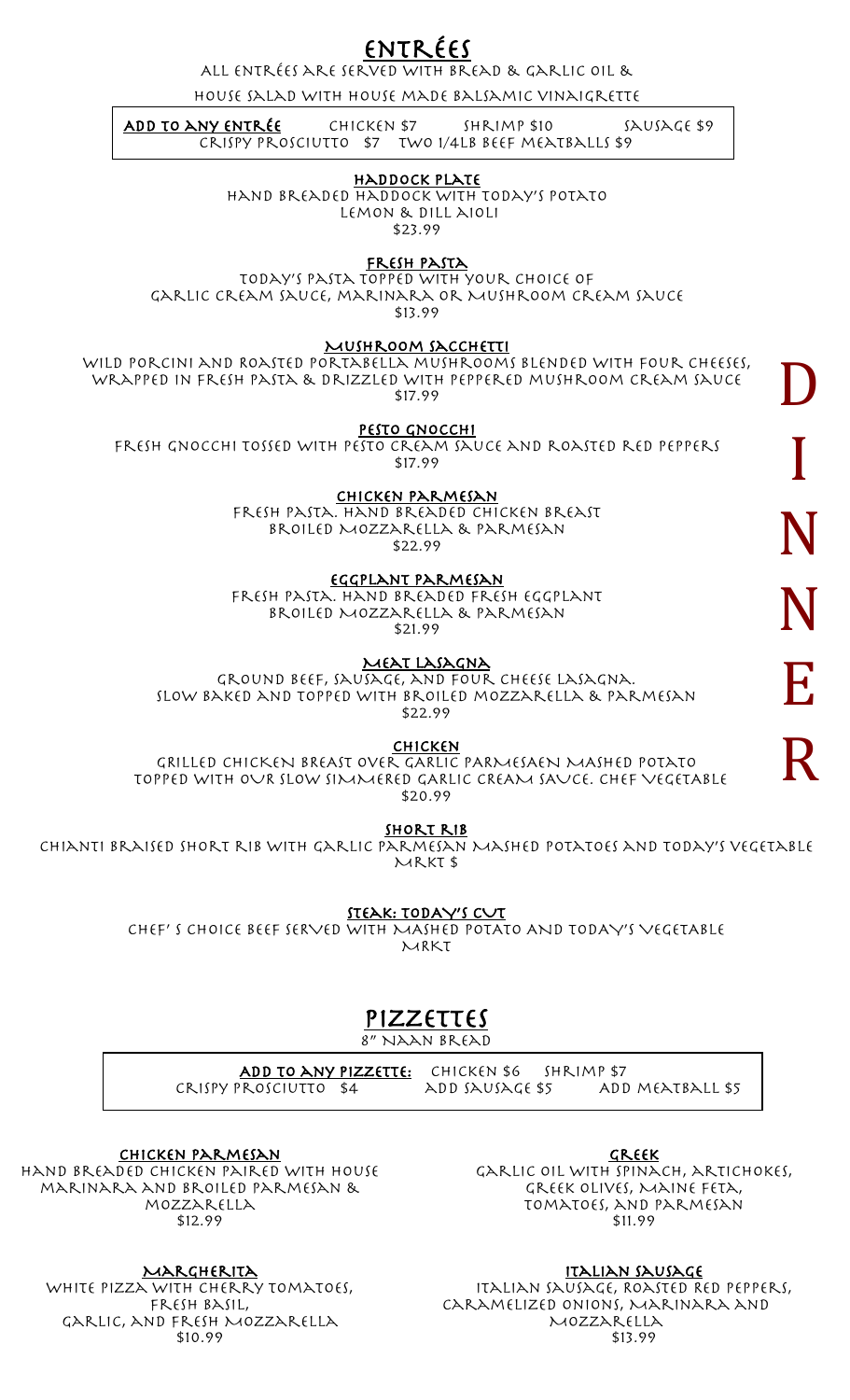# ENTRÉES

All entrées are served with bread & garlic oil &

house salad with house made balsamic vinaigrette

**ADD TO ANY ENTRÉE** Chicken $7 Shrimp $10 Sausage $9
Crispy Prosciutto $7 Two 1/4lb Beef Meatballs $9

**HADDOCK PLATE**
Hand breaded haddock with today's potato
Lemon & dill aioli
$23.99

**FRESH PASTA**
Today's pasta topped with your choice of
Garlic cream sauce, marinara or Mushroom cream sauce
$13.99

**MUSHROOM SACCHETTI**
Wild porcini and roasted portabella mushrooms blended with four cheeses,
wrapped in fresh pasta & drizzled with peppered mushroom cream sauce
$17.99

**PESTO GNOCCHI**
Fresh gnocchi tossed with pesto cream sauce and roasted red peppers
$17.99

**CHICKEN PARMESAN**
Fresh pasta. Hand breaded chicken breast
Broiled Mozzarella & Parmesan
$22.99

**EGGPLANT PARMESAN**
Fresh pasta. Hand breaded fresh eggplant
Broiled Mozzarella & Parmesan
$21.99

**MEAT LASAGNA**
Ground beef, sausage, and four cheese lasagna.
Slow baked and topped with broiled mozzarella & parmesan
$22.99

**CHICKEN**
Grilled chicken breast over garlic parmesaen mashed potato
topped with our slow simmered garlic cream sauce. Chef vegetable
$20.99

**SHORT RIB**
Chianti braised short rib with garlic parmesan mashed potatoes and today's vegetable
MRKT $

**STEAK: TODAY'S CUT**
Chef' s choice beef served with mashed potato and today's vegetable
MRKT

DINNER

# PIZZETTES

8" Naan Bread

**ADD TO ANY PIZZETTE:** Chicken $6 Shrimp $7
Crispy Prosciutto $4 add sausage $5 add Meatball $5

**CHICKEN PARMESAN**
Hand breaded chicken paired with house
marinara and broiled parmesan &
mozzarella
$12.99

**MARGHERITA**
White pizza with cherry tomatoes,
Fresh basil,
garlic, and fresh mozzarella
$10.99

**GREEK**
Garlic oil with spinach, artichokes,
Greek olives, Maine feta,
tomatoes, and parmesan
$11.99

**ITALIAN SAUSAGE**
Italian sausage, roasted red peppers,
caramelized onions, marinara and
mozzarella
$13.99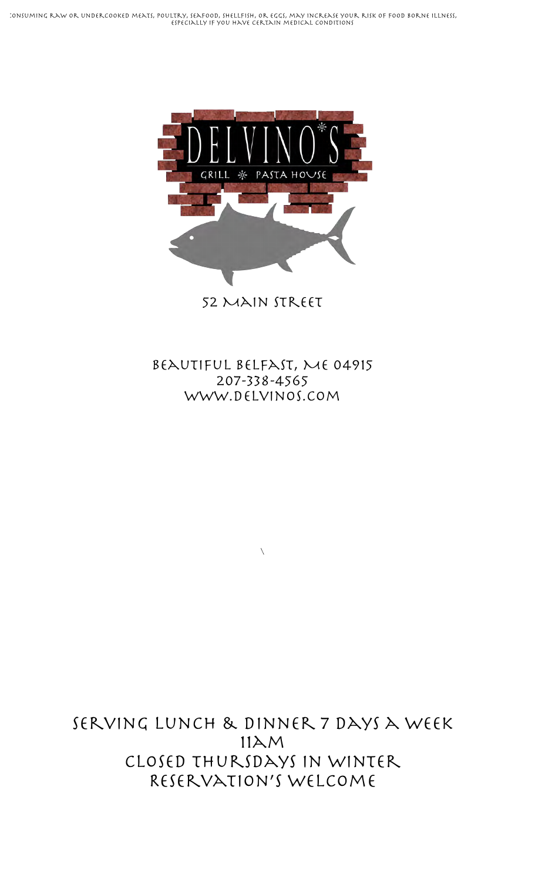Consuming raw or undercooked meats, poultry, seafood, shellfish, or eggs, may increase your risk of food borne illness, especially if you have certain medical conditions

# DELVINO'S

GRILL ※ PASTA HOUSE

52 Main Street

Beautiful Belfast, ME 04915
207-338-4565
www.delvinos.com

\

Serving lunch & dinner 7 days a week
11AM
Closed Thursdays in winter
Reservation's welcome